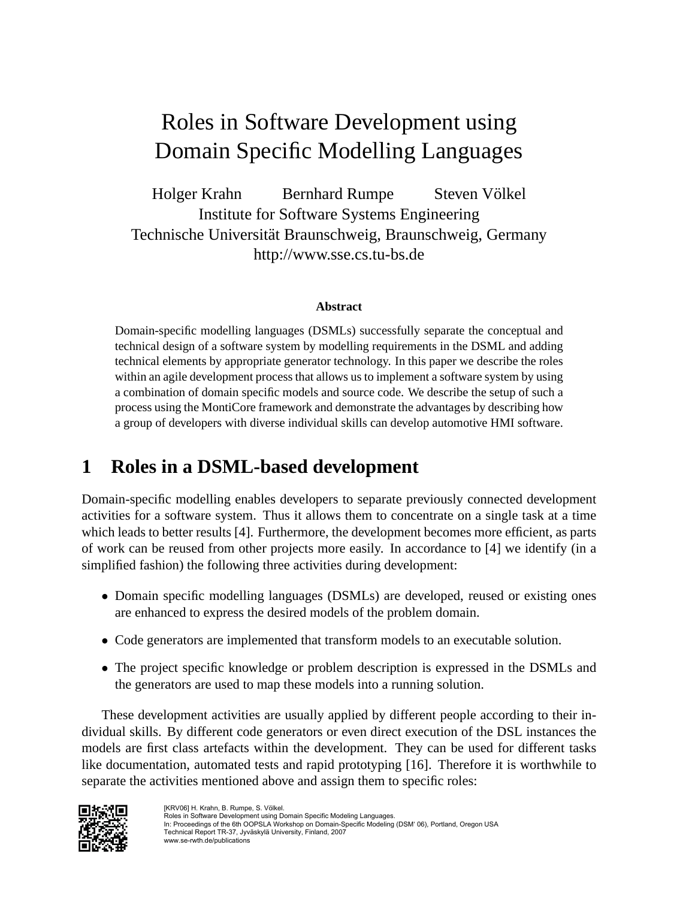# Roles in Software Development using Domain Specific Modelling Languages

Holger Krahn     Bernhard Rumpe     Steven Völkel

Institute for Software Systems Engineering
Technische Universität Braunschweig, Braunschweig, Germany
http://www.sse.cs.tu-bs.de

**Abstract**

Domain-specific modelling languages (DSMLs) successfully separate the conceptual and technical design of a software system by modelling requirements in the DSML and adding technical elements by appropriate generator technology. In this paper we describe the roles within an agile development process that allows us to implement a software system by using a combination of domain specific models and source code. We describe the setup of such a process using the MontiCore framework and demonstrate the advantages by describing how a group of developers with diverse individual skills can develop automotive HMI software.

## 1 Roles in a DSML-based development

Domain-specific modelling enables developers to separate previously connected development activities for a software system. Thus it allows them to concentrate on a single task at a time which leads to better results [4]. Furthermore, the development becomes more efficient, as parts of work can be reused from other projects more easily. In accordance to [4] we identify (in a simplified fashion) the following three activities during development:

- Domain specific modelling languages (DSMLs) are developed, reused or existing ones are enhanced to express the desired models of the problem domain.
- Code generators are implemented that transform models to an executable solution.
- The project specific knowledge or problem description is expressed in the DSMLs and the generators are used to map these models into a running solution.

These development activities are usually applied by different people according to their individual skills. By different code generators or even direct execution of the DSL instances the models are first class artefacts within the development. They can be used for different tasks like documentation, automated tests and rapid prototyping [16]. Therefore it is worthwhile to separate the activities mentioned above and assign them to specific roles:

[KRV06] H. Krahn, B. Rumpe, S. Völkel.
Roles in Software Development using Domain Specific Modeling Languages.
In: Proceedings of the 6th OOPSLA Workshop on Domain-Specific Modeling (DSM' 06), Portland, Oregon USA
Technical Report TR-37, Jyväskylä University, Finland, 2007
www.se-rwth.de/publications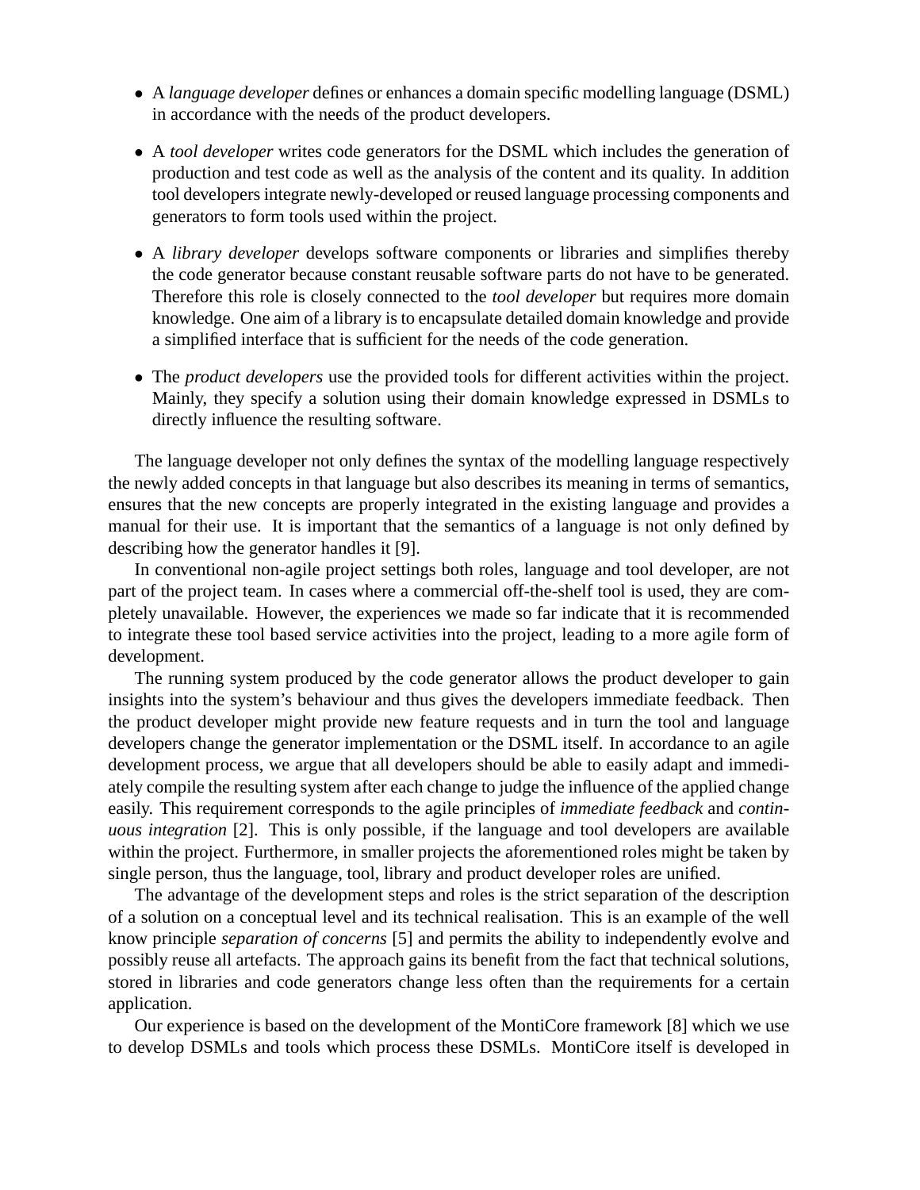- A *language developer* defines or enhances a domain specific modelling language (DSML) in accordance with the needs of the product developers.
- A *tool developer* writes code generators for the DSML which includes the generation of production and test code as well as the analysis of the content and its quality. In addition tool developers integrate newly-developed or reused language processing components and generators to form tools used within the project.
- A *library developer* develops software components or libraries and simplifies thereby the code generator because constant reusable software parts do not have to be generated. Therefore this role is closely connected to the *tool developer* but requires more domain knowledge. One aim of a library is to encapsulate detailed domain knowledge and provide a simplified interface that is sufficient for the needs of the code generation.
- The *product developers* use the provided tools for different activities within the project. Mainly, they specify a solution using their domain knowledge expressed in DSMLs to directly influence the resulting software.

The language developer not only defines the syntax of the modelling language respectively the newly added concepts in that language but also describes its meaning in terms of semantics, ensures that the new concepts are properly integrated in the existing language and provides a manual for their use. It is important that the semantics of a language is not only defined by describing how the generator handles it [9].

In conventional non-agile project settings both roles, language and tool developer, are not part of the project team. In cases where a commercial off-the-shelf tool is used, they are completely unavailable. However, the experiences we made so far indicate that it is recommended to integrate these tool based service activities into the project, leading to a more agile form of development.

The running system produced by the code generator allows the product developer to gain insights into the system's behaviour and thus gives the developers immediate feedback. Then the product developer might provide new feature requests and in turn the tool and language developers change the generator implementation or the DSML itself. In accordance to an agile development process, we argue that all developers should be able to easily adapt and immediately compile the resulting system after each change to judge the influence of the applied change easily. This requirement corresponds to the agile principles of *immediate feedback* and *continuous integration* [2]. This is only possible, if the language and tool developers are available within the project. Furthermore, in smaller projects the aforementioned roles might be taken by single person, thus the language, tool, library and product developer roles are unified.

The advantage of the development steps and roles is the strict separation of the description of a solution on a conceptual level and its technical realisation. This is an example of the well know principle *separation of concerns* [5] and permits the ability to independently evolve and possibly reuse all artefacts. The approach gains its benefit from the fact that technical solutions, stored in libraries and code generators change less often than the requirements for a certain application.

Our experience is based on the development of the MontiCore framework [8] which we use to develop DSMLs and tools which process these DSMLs. MontiCore itself is developed in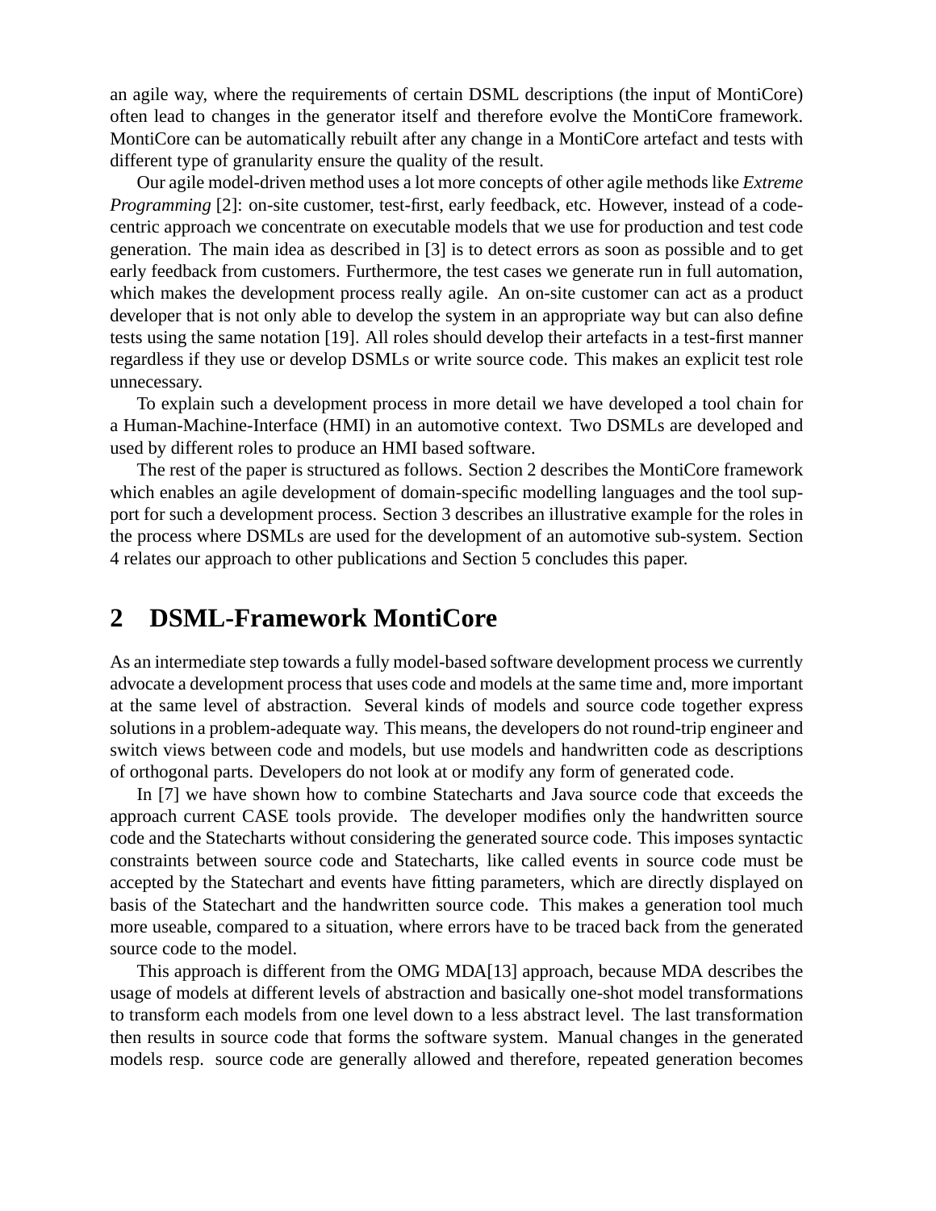an agile way, where the requirements of certain DSML descriptions (the input of MontiCore) often lead to changes in the generator itself and therefore evolve the MontiCore framework. MontiCore can be automatically rebuilt after any change in a MontiCore artefact and tests with different type of granularity ensure the quality of the result.

Our agile model-driven method uses a lot more concepts of other agile methods like *Extreme Programming* [2]: on-site customer, test-first, early feedback, etc. However, instead of a code-centric approach we concentrate on executable models that we use for production and test code generation. The main idea as described in [3] is to detect errors as soon as possible and to get early feedback from customers. Furthermore, the test cases we generate run in full automation, which makes the development process really agile. An on-site customer can act as a product developer that is not only able to develop the system in an appropriate way but can also define tests using the same notation [19]. All roles should develop their artefacts in a test-first manner regardless if they use or develop DSMLs or write source code. This makes an explicit test role unnecessary.

To explain such a development process in more detail we have developed a tool chain for a Human-Machine-Interface (HMI) in an automotive context. Two DSMLs are developed and used by different roles to produce an HMI based software.

The rest of the paper is structured as follows. Section 2 describes the MontiCore framework which enables an agile development of domain-specific modelling languages and the tool support for such a development process. Section 3 describes an illustrative example for the roles in the process where DSMLs are used for the development of an automotive sub-system. Section 4 relates our approach to other publications and Section 5 concludes this paper.

## 2 DSML-Framework MontiCore

As an intermediate step towards a fully model-based software development process we currently advocate a development process that uses code and models at the same time and, more important at the same level of abstraction. Several kinds of models and source code together express solutions in a problem-adequate way. This means, the developers do not round-trip engineer and switch views between code and models, but use models and handwritten code as descriptions of orthogonal parts. Developers do not look at or modify any form of generated code.

In [7] we have shown how to combine Statecharts and Java source code that exceeds the approach current CASE tools provide. The developer modifies only the handwritten source code and the Statecharts without considering the generated source code. This imposes syntactic constraints between source code and Statecharts, like called events in source code must be accepted by the Statechart and events have fitting parameters, which are directly displayed on basis of the Statechart and the handwritten source code. This makes a generation tool much more useable, compared to a situation, where errors have to be traced back from the generated source code to the model.

This approach is different from the OMG MDA[13] approach, because MDA describes the usage of models at different levels of abstraction and basically one-shot model transformations to transform each models from one level down to a less abstract level. The last transformation then results in source code that forms the software system. Manual changes in the generated models resp. source code are generally allowed and therefore, repeated generation becomes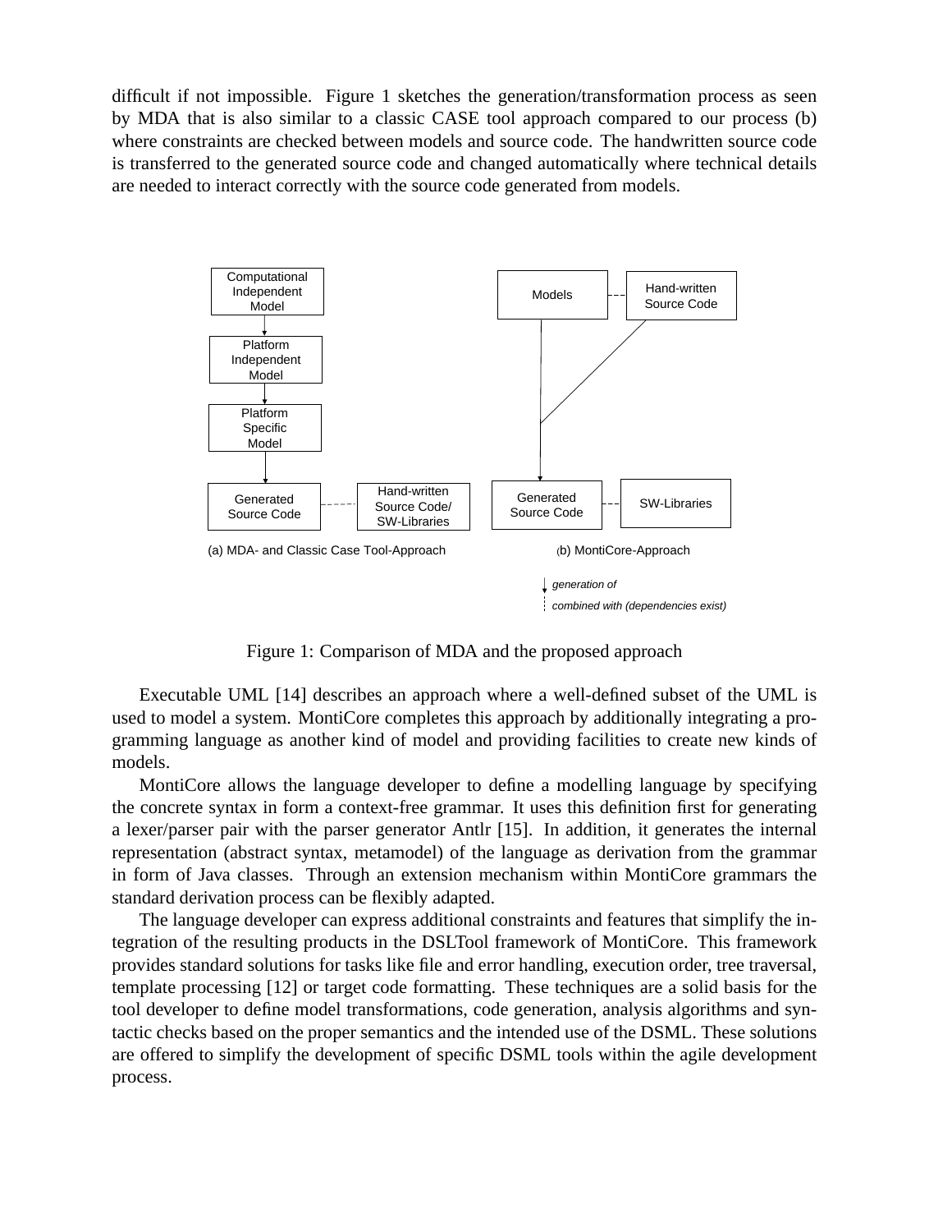difficult if not impossible. Figure 1 sketches the generation/transformation process as seen by MDA that is also similar to a classic CASE tool approach compared to our process (b) where constraints are checked between models and source code. The handwritten source code is transferred to the generated source code and changed automatically where technical details are needed to interact correctly with the source code generated from models.

Figure 1: Comparison of MDA and the proposed approach

Executable UML [14] describes an approach where a well-defined subset of the UML is used to model a system. MontiCore completes this approach by additionally integrating a programming language as another kind of model and providing facilities to create new kinds of models.

MontiCore allows the language developer to define a modelling language by specifying the concrete syntax in form a context-free grammar. It uses this definition first for generating a lexer/parser pair with the parser generator Antlr [15]. In addition, it generates the internal representation (abstract syntax, metamodel) of the language as derivation from the grammar in form of Java classes. Through an extension mechanism within MontiCore grammars the standard derivation process can be flexibly adapted.

The language developer can express additional constraints and features that simplify the integration of the resulting products in the DSLTool framework of MontiCore. This framework provides standard solutions for tasks like file and error handling, execution order, tree traversal, template processing [12] or target code formatting. These techniques are a solid basis for the tool developer to define model transformations, code generation, analysis algorithms and syntactic checks based on the proper semantics and the intended use of the DSML. These solutions are offered to simplify the development of specific DSML tools within the agile development process.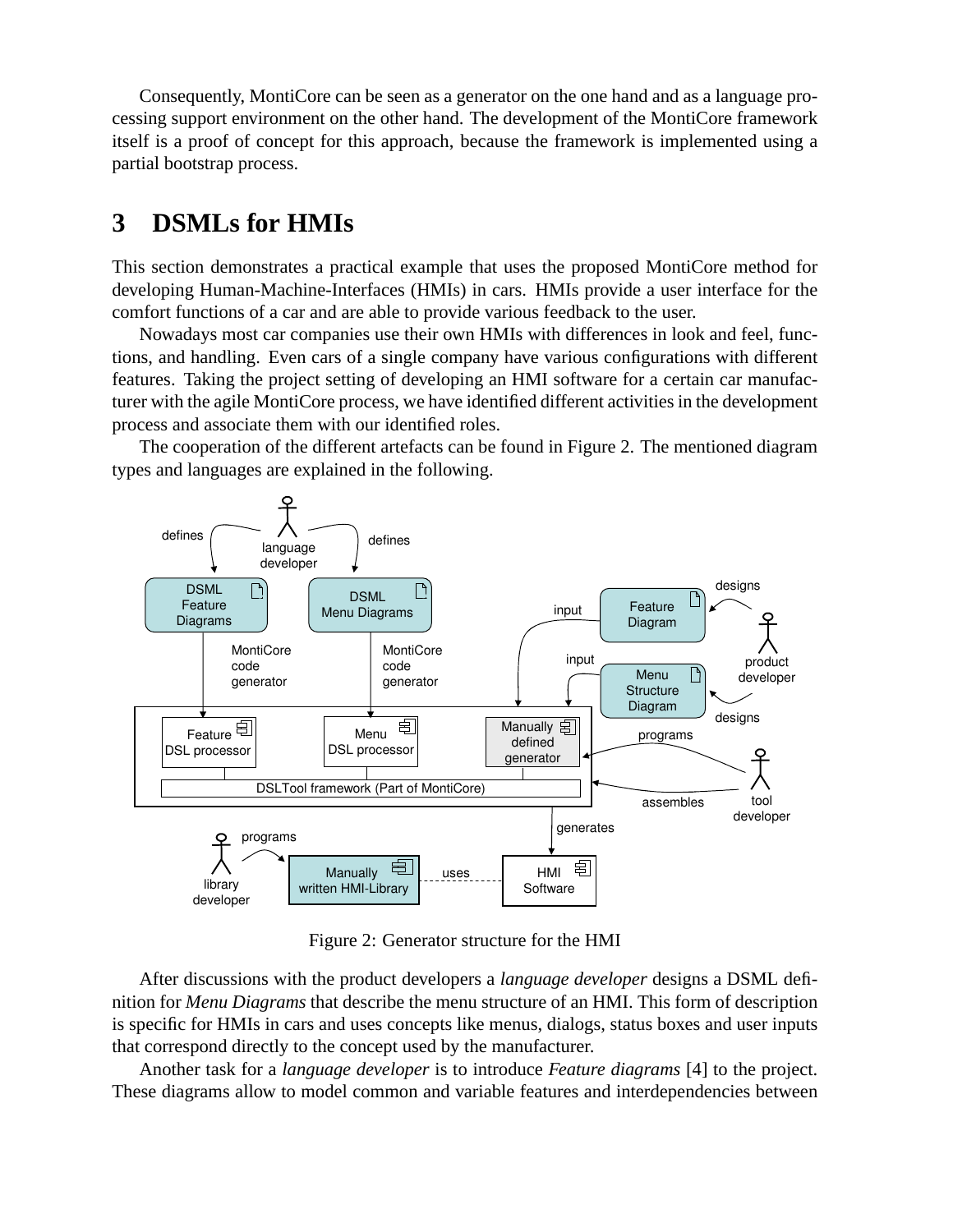Consequently, MontiCore can be seen as a generator on the one hand and as a language processing support environment on the other hand. The development of the MontiCore framework itself is a proof of concept for this approach, because the framework is implemented using a partial bootstrap process.

# 3 DSMLs for HMIs

This section demonstrates a practical example that uses the proposed MontiCore method for developing Human-Machine-Interfaces (HMIs) in cars. HMIs provide a user interface for the comfort functions of a car and are able to provide various feedback to the user.

Nowadays most car companies use their own HMIs with differences in look and feel, functions, and handling. Even cars of a single company have various configurations with different features. Taking the project setting of developing an HMI software for a certain car manufacturer with the agile MontiCore process, we have identified different activities in the development process and associate them with our identified roles.

The cooperation of the different artefacts can be found in Figure 2. The mentioned diagram types and languages are explained in the following.

Figure 2: Generator structure for the HMI

After discussions with the product developers a *language developer* designs a DSML definition for *Menu Diagrams* that describe the menu structure of an HMI. This form of description is specific for HMIs in cars and uses concepts like menus, dialogs, status boxes and user inputs that correspond directly to the concept used by the manufacturer.

Another task for a *language developer* is to introduce *Feature diagrams* [4] to the project. These diagrams allow to model common and variable features and interdependencies between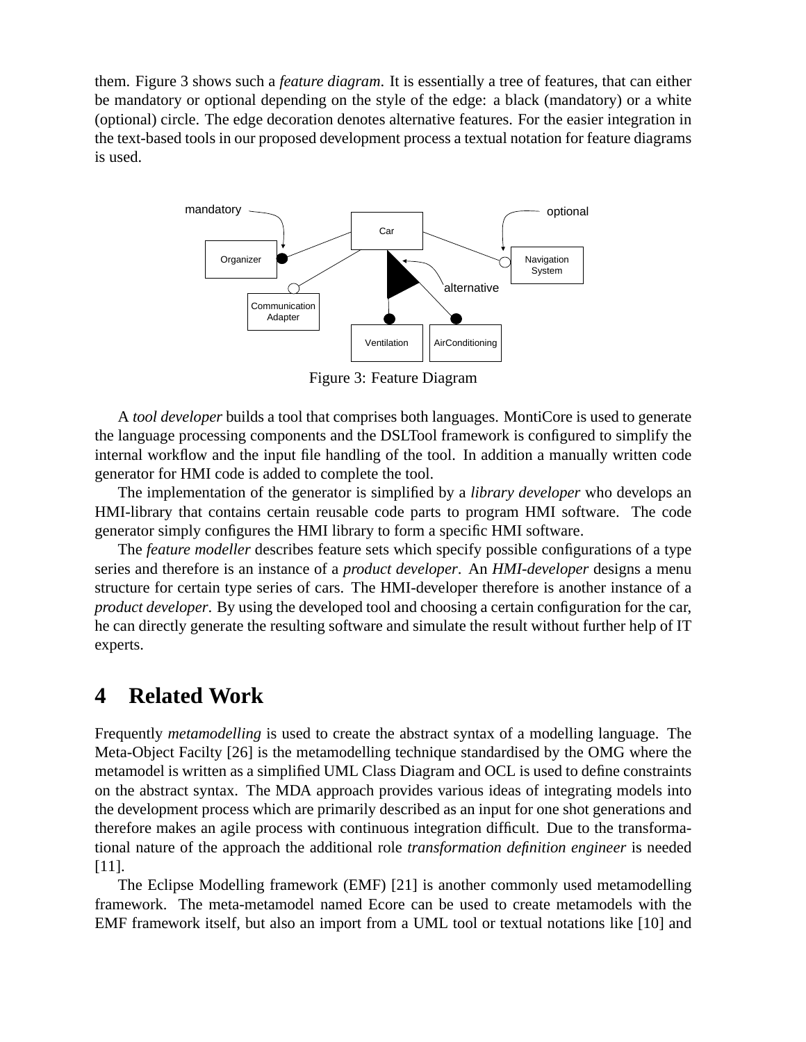them. Figure 3 shows such a *feature diagram*. It is essentially a tree of features, that can either be mandatory or optional depending on the style of the edge: a black (mandatory) or a white (optional) circle. The edge decoration denotes alternative features. For the easier integration in the text-based tools in our proposed development process a textual notation for feature diagrams is used.

Figure 3: Feature Diagram

A *tool developer* builds a tool that comprises both languages. MontiCore is used to generate the language processing components and the DSLTool framework is configured to simplify the internal workflow and the input file handling of the tool. In addition a manually written code generator for HMI code is added to complete the tool.

The implementation of the generator is simplified by a *library developer* who develops an HMI-library that contains certain reusable code parts to program HMI software. The code generator simply configures the HMI library to form a specific HMI software.

The *feature modeller* describes feature sets which specify possible configurations of a type series and therefore is an instance of a *product developer*. An *HMI-developer* designs a menu structure for certain type series of cars. The HMI-developer therefore is another instance of a *product developer*. By using the developed tool and choosing a certain configuration for the car, he can directly generate the resulting software and simulate the result without further help of IT experts.

# 4 Related Work

Frequently *metamodelling* is used to create the abstract syntax of a modelling language. The Meta-Object Facilty [26] is the metamodelling technique standardised by the OMG where the metamodel is written as a simplified UML Class Diagram and OCL is used to define constraints on the abstract syntax. The MDA approach provides various ideas of integrating models into the development process which are primarily described as an input for one shot generations and therefore makes an agile process with continuous integration difficult. Due to the transformational nature of the approach the additional role *transformation definition engineer* is needed [11].

The Eclipse Modelling framework (EMF) [21] is another commonly used metamodelling framework. The meta-metamodel named Ecore can be used to create metamodels with the EMF framework itself, but also an import from a UML tool or textual notations like [10] and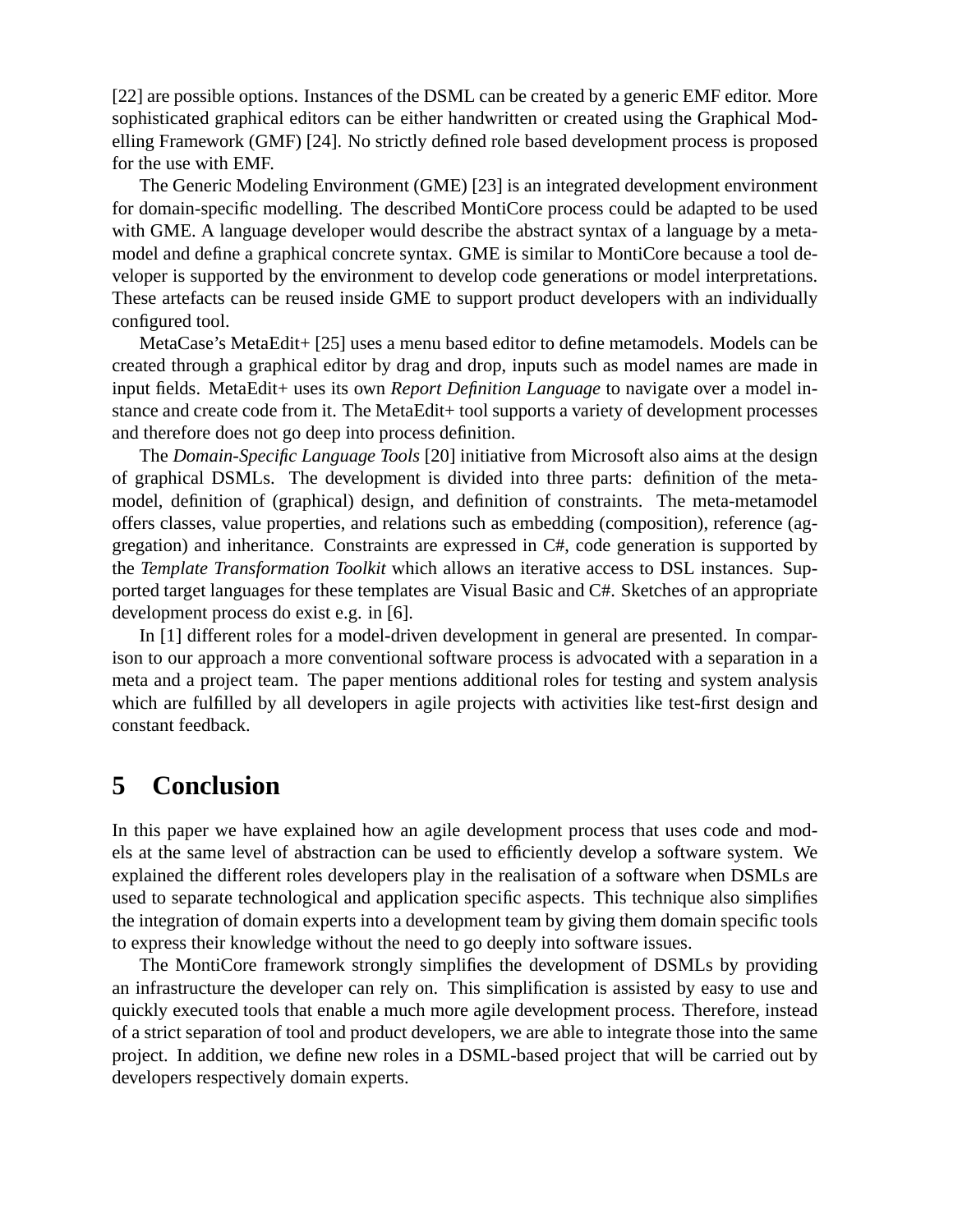[22] are possible options. Instances of the DSML can be created by a generic EMF editor. More sophisticated graphical editors can be either handwritten or created using the Graphical Modelling Framework (GMF) [24]. No strictly defined role based development process is proposed for the use with EMF.

The Generic Modeling Environment (GME) [23] is an integrated development environment for domain-specific modelling. The described MontiCore process could be adapted to be used with GME. A language developer would describe the abstract syntax of a language by a metamodel and define a graphical concrete syntax. GME is similar to MontiCore because a tool developer is supported by the environment to develop code generations or model interpretations. These artefacts can be reused inside GME to support product developers with an individually configured tool.

MetaCase's MetaEdit+ [25] uses a menu based editor to define metamodels. Models can be created through a graphical editor by drag and drop, inputs such as model names are made in input fields. MetaEdit+ uses its own *Report Definition Language* to navigate over a model instance and create code from it. The MetaEdit+ tool supports a variety of development processes and therefore does not go deep into process definition.

The *Domain-Specific Language Tools* [20] initiative from Microsoft also aims at the design of graphical DSMLs. The development is divided into three parts: definition of the metamodel, definition of (graphical) design, and definition of constraints. The meta-metamodel offers classes, value properties, and relations such as embedding (composition), reference (aggregation) and inheritance. Constraints are expressed in C#, code generation is supported by the *Template Transformation Toolkit* which allows an iterative access to DSL instances. Supported target languages for these templates are Visual Basic and C#. Sketches of an appropriate development process do exist e.g. in [6].

In [1] different roles for a model-driven development in general are presented. In comparison to our approach a more conventional software process is advocated with a separation in a meta and a project team. The paper mentions additional roles for testing and system analysis which are fulfilled by all developers in agile projects with activities like test-first design and constant feedback.

# 5 Conclusion

In this paper we have explained how an agile development process that uses code and models at the same level of abstraction can be used to efficiently develop a software system. We explained the different roles developers play in the realisation of a software when DSMLs are used to separate technological and application specific aspects. This technique also simplifies the integration of domain experts into a development team by giving them domain specific tools to express their knowledge without the need to go deeply into software issues.

The MontiCore framework strongly simplifies the development of DSMLs by providing an infrastructure the developer can rely on. This simplification is assisted by easy to use and quickly executed tools that enable a much more agile development process. Therefore, instead of a strict separation of tool and product developers, we are able to integrate those into the same project. In addition, we define new roles in a DSML-based project that will be carried out by developers respectively domain experts.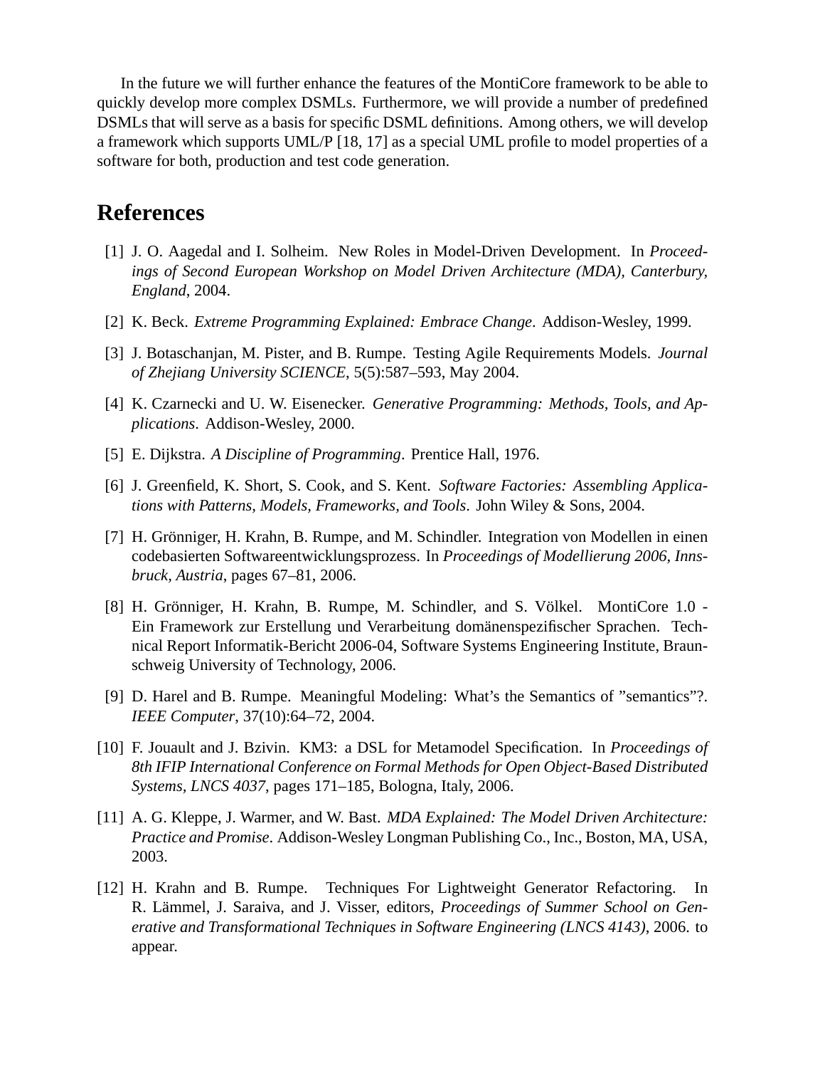In the future we will further enhance the features of the MontiCore framework to be able to quickly develop more complex DSMLs. Furthermore, we will provide a number of predefined DSMLs that will serve as a basis for specific DSML definitions. Among others, we will develop a framework which supports UML/P [18, 17] as a special UML profile to model properties of a software for both, production and test code generation.

# References

[1] J. O. Aagedal and I. Solheim. New Roles in Model-Driven Development. In *Proceedings of Second European Workshop on Model Driven Architecture (MDA), Canterbury, England*, 2004.

[2] K. Beck. *Extreme Programming Explained: Embrace Change*. Addison-Wesley, 1999.

[3] J. Botaschanjan, M. Pister, and B. Rumpe. Testing Agile Requirements Models. *Journal of Zhejiang University SCIENCE*, 5(5):587–593, May 2004.

[4] K. Czarnecki and U. W. Eisenecker. *Generative Programming: Methods, Tools, and Applications*. Addison-Wesley, 2000.

[5] E. Dijkstra. *A Discipline of Programming*. Prentice Hall, 1976.

[6] J. Greenfield, K. Short, S. Cook, and S. Kent. *Software Factories: Assembling Applications with Patterns, Models, Frameworks, and Tools*. John Wiley & Sons, 2004.

[7] H. Grönniger, H. Krahn, B. Rumpe, and M. Schindler. Integration von Modellen in einen codebasierten Softwareentwicklungsprozess. In *Proceedings of Modellierung 2006, Innsbruck, Austria*, pages 67–81, 2006.

[8] H. Grönniger, H. Krahn, B. Rumpe, M. Schindler, and S. Völkel. MontiCore 1.0 - Ein Framework zur Erstellung und Verarbeitung domänenspezifischer Sprachen. Technical Report Informatik-Bericht 2006-04, Software Systems Engineering Institute, Braunschweig University of Technology, 2006.

[9] D. Harel and B. Rumpe. Meaningful Modeling: What's the Semantics of "semantics"?. *IEEE Computer*, 37(10):64–72, 2004.

[10] F. Jouault and J. Bzivin. KM3: a DSL for Metamodel Specification. In *Proceedings of 8th IFIP International Conference on Formal Methods for Open Object-Based Distributed Systems, LNCS 4037*, pages 171–185, Bologna, Italy, 2006.

[11] A. G. Kleppe, J. Warmer, and W. Bast. *MDA Explained: The Model Driven Architecture: Practice and Promise*. Addison-Wesley Longman Publishing Co., Inc., Boston, MA, USA, 2003.

[12] H. Krahn and B. Rumpe. Techniques For Lightweight Generator Refactoring. In R. Lämmel, J. Saraiva, and J. Visser, editors, *Proceedings of Summer School on Generative and Transformational Techniques in Software Engineering (LNCS 4143)*, 2006. to appear.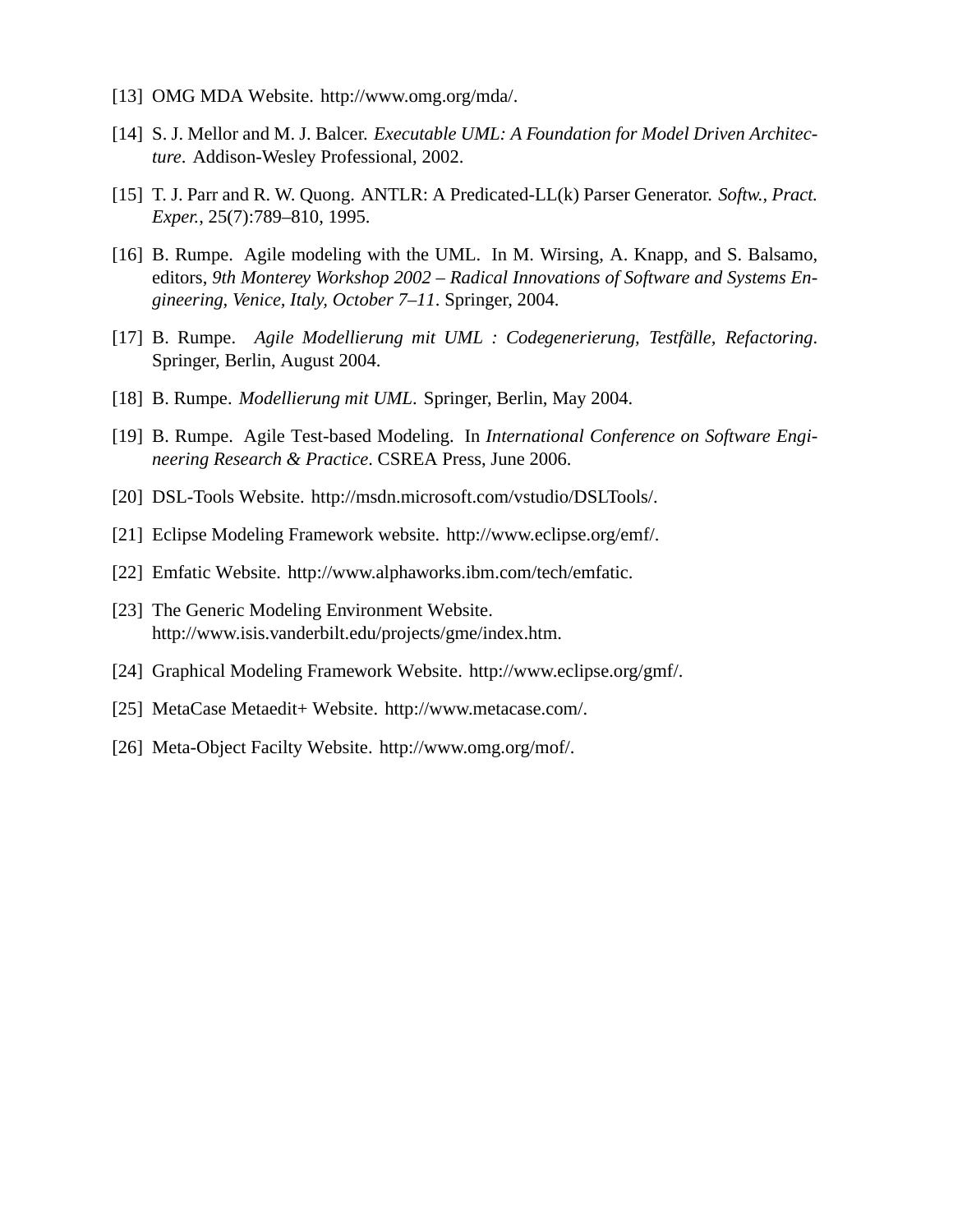[13] OMG MDA Website. http://www.omg.org/mda/.

[14] S. J. Mellor and M. J. Balcer. *Executable UML: A Foundation for Model Driven Architecture*. Addison-Wesley Professional, 2002.

[15] T. J. Parr and R. W. Quong. ANTLR: A Predicated-LL(k) Parser Generator. *Softw., Pract. Exper.*, 25(7):789–810, 1995.

[16] B. Rumpe. Agile modeling with the UML. In M. Wirsing, A. Knapp, and S. Balsamo, editors, *9th Monterey Workshop 2002 – Radical Innovations of Software and Systems Engineering, Venice, Italy, October 7–11*. Springer, 2004.

[17] B. Rumpe. *Agile Modellierung mit UML : Codegenerierung, Testfälle, Refactoring*. Springer, Berlin, August 2004.

[18] B. Rumpe. *Modellierung mit UML*. Springer, Berlin, May 2004.

[19] B. Rumpe. Agile Test-based Modeling. In *International Conference on Software Engineering Research & Practice*. CSREA Press, June 2006.

[20] DSL-Tools Website. http://msdn.microsoft.com/vstudio/DSLTools/.

[21] Eclipse Modeling Framework website. http://www.eclipse.org/emf/.

[22] Emfatic Website. http://www.alphaworks.ibm.com/tech/emfatic.

[23] The Generic Modeling Environment Website. http://www.isis.vanderbilt.edu/projects/gme/index.htm.

[24] Graphical Modeling Framework Website. http://www.eclipse.org/gmf/.

[25] MetaCase Metaedit+ Website. http://www.metacase.com/.

[26] Meta-Object Facilty Website. http://www.omg.org/mof/.